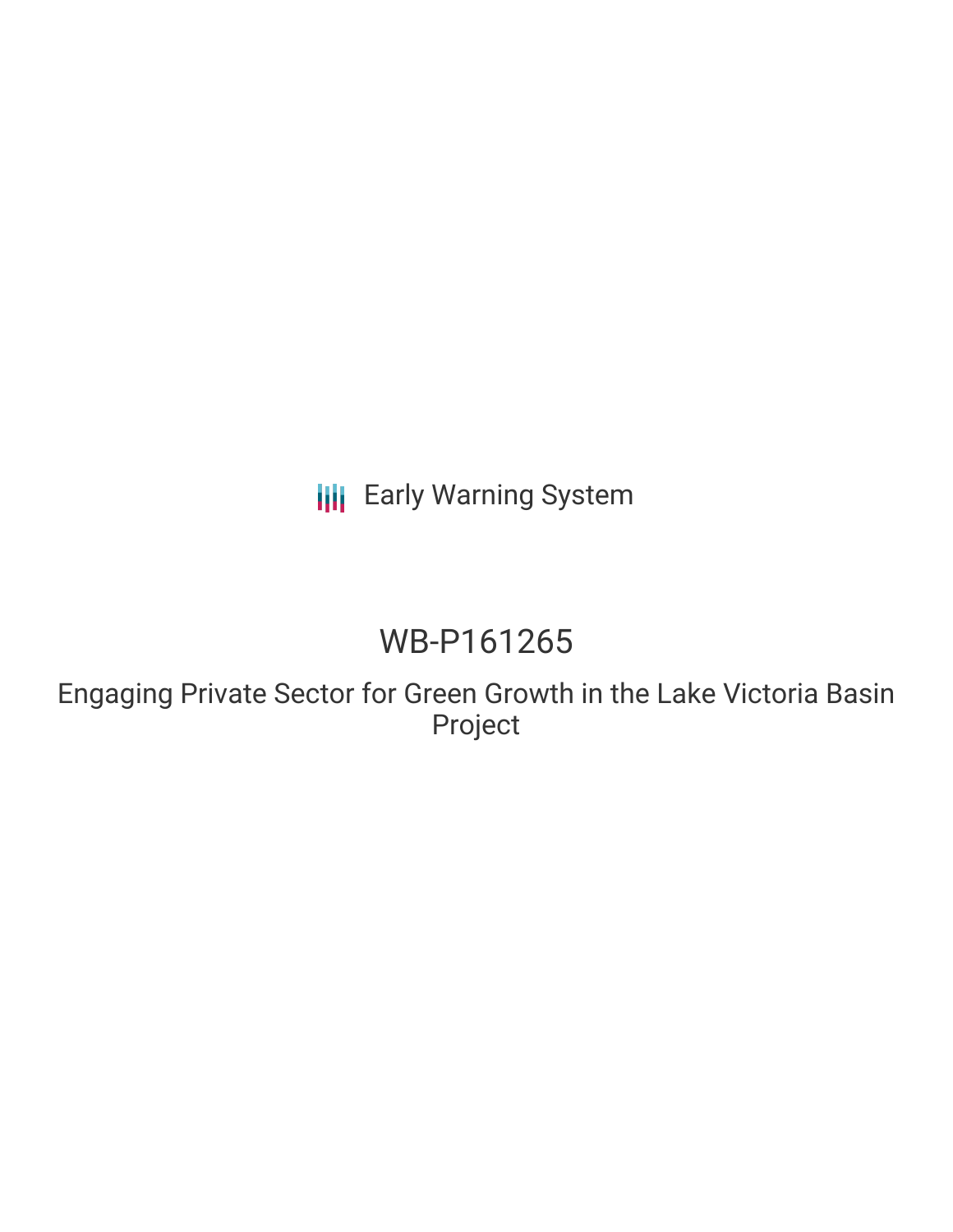Early Warning System

# WB-P161265

## Engaging Private Sector for Green Growth in the Lake Victoria Basin Project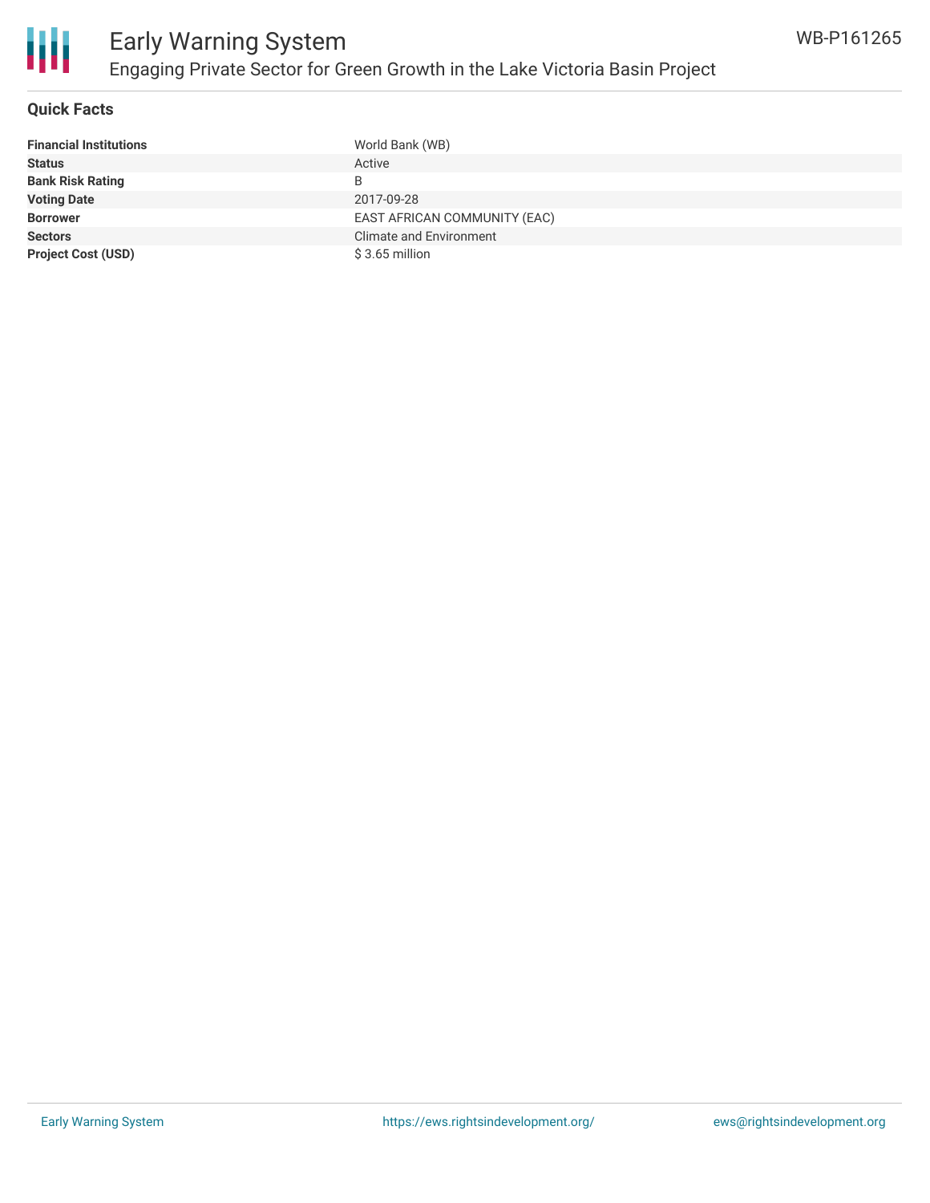# Early Warning System

## Engaging Private Sector for Green Growth in the Lake Victoria Basin Project

WB-P161265

### Quick Facts

| | |
|---|---|
| **Financial Institutions** | World Bank (WB) |
| **Status** | Active |
| **Bank Risk Rating** | B |
| **Voting Date** | 2017-09-28 |
| **Borrower** | EAST AFRICAN COMMUNITY (EAC) |
| **Sectors** | Climate and Environment |
| **Project Cost (USD)** | $ 3.65 million |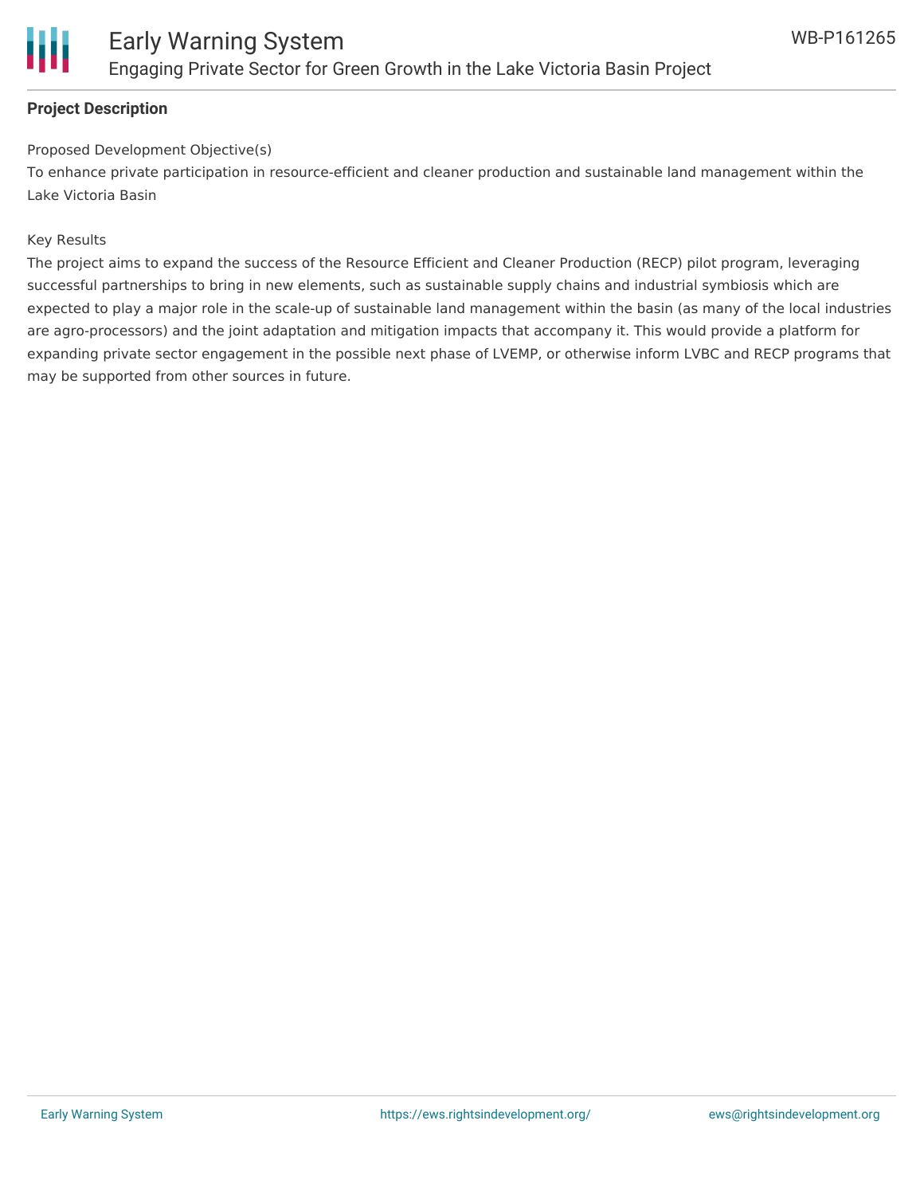**Project Description**

Proposed Development Objective(s)

To enhance private participation in resource-efficient and cleaner production and sustainable land management within the Lake Victoria Basin

Key Results

The project aims to expand the success of the Resource Efficient and Cleaner Production (RECP) pilot program, leveraging successful partnerships to bring in new elements, such as sustainable supply chains and industrial symbiosis which are expected to play a major role in the scale-up of sustainable land management within the basin (as many of the local industries are agro-processors) and the joint adaptation and mitigation impacts that accompany it. This would provide a platform for expanding private sector engagement in the possible next phase of LVEMP, or otherwise inform LVBC and RECP programs that may be supported from other sources in future.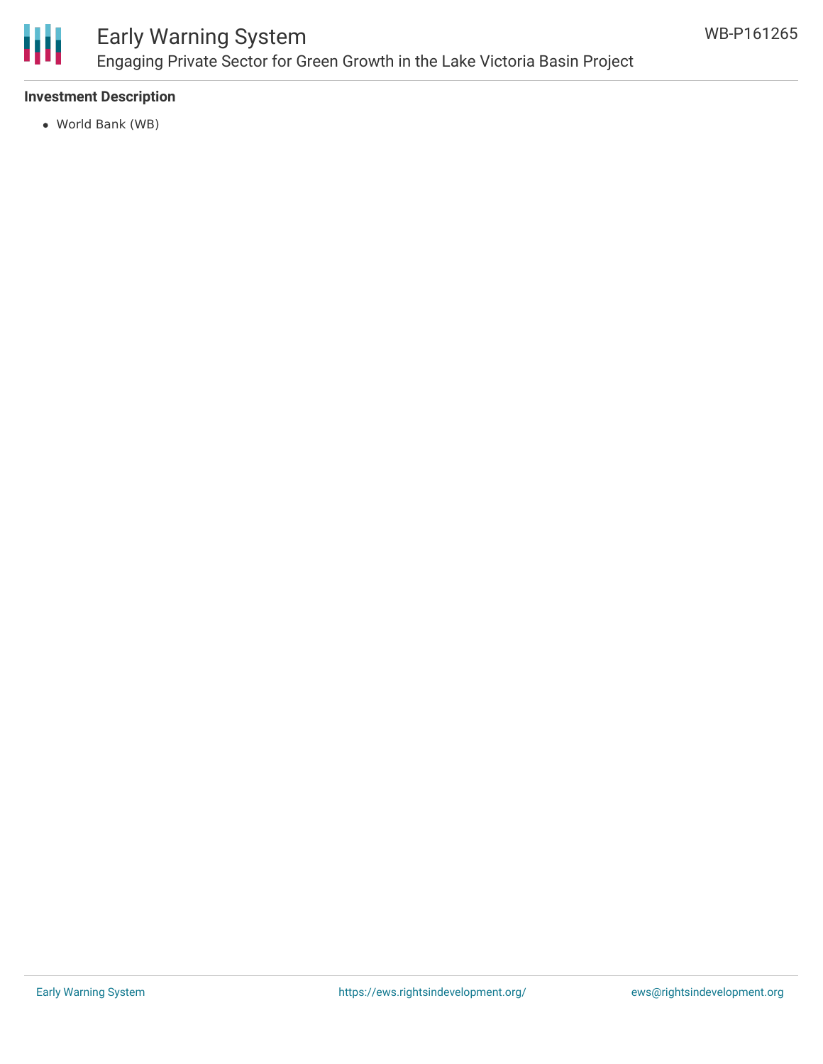**Investment Description**

- World Bank (WB)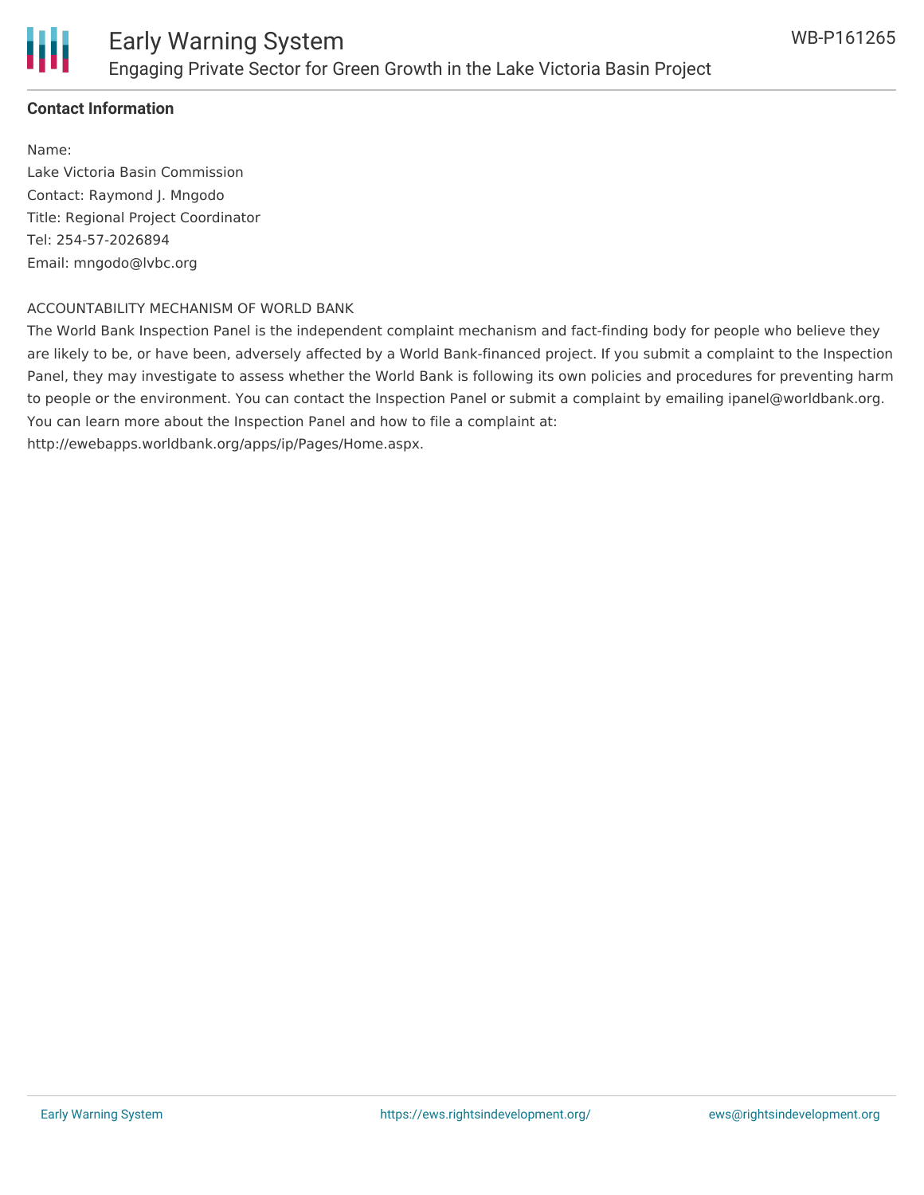**Contact Information**

Name:
Lake Victoria Basin Commission
Contact: Raymond J. Mngodo
Title: Regional Project Coordinator
Tel: 254-57-2026894
Email: mngodo@lvbc.org

ACCOUNTABILITY MECHANISM OF WORLD BANK

The World Bank Inspection Panel is the independent complaint mechanism and fact-finding body for people who believe they are likely to be, or have been, adversely affected by a World Bank-financed project. If you submit a complaint to the Inspection Panel, they may investigate to assess whether the World Bank is following its own policies and procedures for preventing harm to people or the environment. You can contact the Inspection Panel or submit a complaint by emailing ipanel@worldbank.org. You can learn more about the Inspection Panel and how to file a complaint at: http://ewebapps.worldbank.org/apps/ip/Pages/Home.aspx.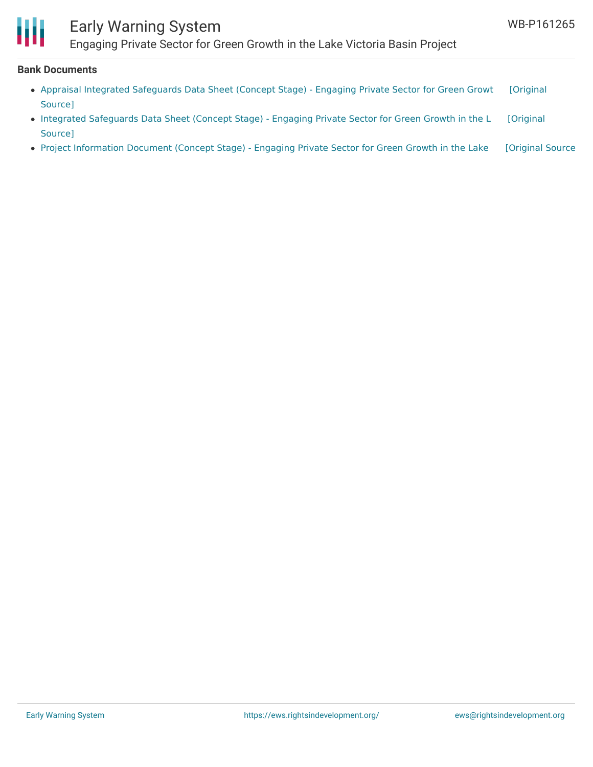**Bank Documents**

- Appraisal Integrated Safeguards Data Sheet (Concept Stage) - Engaging Private Sector for Green Growt [Original Source]
- Integrated Safeguards Data Sheet (Concept Stage) - Engaging Private Sector for Green Growth in the L [Original Source]
- Project Information Document (Concept Stage) - Engaging Private Sector for Green Growth in the Lake [Original Source